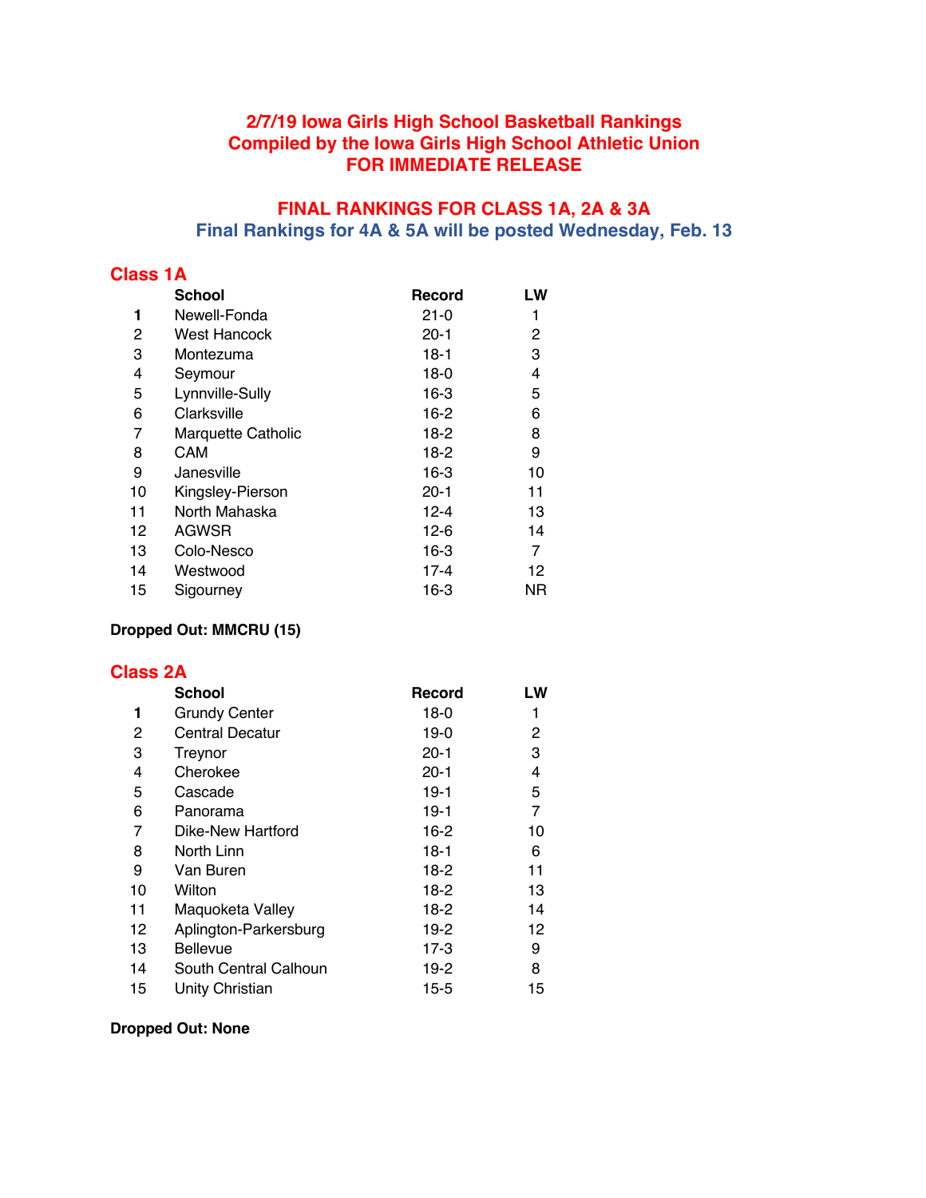# 2/7/19 Iowa Girls High School Basketball Rankings
# Compiled by the Iowa Girls High School Athletic Union
# FOR IMMEDIATE RELEASE

## FINAL RANKINGS FOR CLASS 1A, 2A & 3A

### Final Rankings for 4A & 5A will be posted Wednesday, Feb. 13

## Class 1A

| | School | Record | LW |
|---|---|---|---|
| **1** | Newell-Fonda | 21-0 | 1 |
| 2 | West Hancock | 20-1 | 2 |
| 3 | Montezuma | 18-1 | 3 |
| 4 | Seymour | 18-0 | 4 |
| 5 | Lynnville-Sully | 16-3 | 5 |
| 6 | Clarksville | 16-2 | 6 |
| 7 | Marquette Catholic | 18-2 | 8 |
| 8 | CAM | 18-2 | 9 |
| 9 | Janesville | 16-3 | 10 |
| 10 | Kingsley-Pierson | 20-1 | 11 |
| 11 | North Mahaska | 12-4 | 13 |
| 12 | AGWSR | 12-6 | 14 |
| 13 | Colo-Nesco | 16-3 | 7 |
| 14 | Westwood | 17-4 | 12 |
| 15 | Sigourney | 16-3 | NR |

**Dropped Out: MMCRU (15)**

## Class 2A

| | School | Record | LW |
|---|---|---|---|
| **1** | Grundy Center | 18-0 | 1 |
| 2 | Central Decatur | 19-0 | 2 |
| 3 | Treynor | 20-1 | 3 |
| 4 | Cherokee | 20-1 | 4 |
| 5 | Cascade | 19-1 | 5 |
| 6 | Panorama | 19-1 | 7 |
| 7 | Dike-New Hartford | 16-2 | 10 |
| 8 | North Linn | 18-1 | 6 |
| 9 | Van Buren | 18-2 | 11 |
| 10 | Wilton | 18-2 | 13 |
| 11 | Maquoketa Valley | 18-2 | 14 |
| 12 | Aplington-Parkersburg | 19-2 | 12 |
| 13 | Bellevue | 17-3 | 9 |
| 14 | South Central Calhoun | 19-2 | 8 |
| 15 | Unity Christian | 15-5 | 15 |

**Dropped Out: None**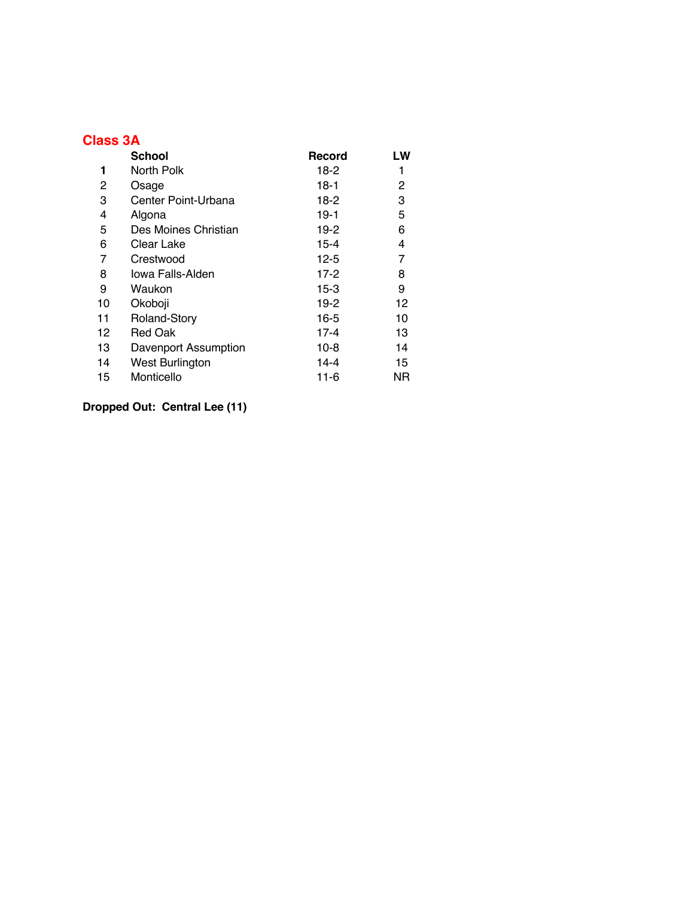## Class 3A

| | School | Record | LW |
|---|---|---|---|
| **1** | North Polk | 18-2 | 1 |
| 2 | Osage | 18-1 | 2 |
| 3 | Center Point-Urbana | 18-2 | 3 |
| 4 | Algona | 19-1 | 5 |
| 5 | Des Moines Christian | 19-2 | 6 |
| 6 | Clear Lake | 15-4 | 4 |
| 7 | Crestwood | 12-5 | 7 |
| 8 | Iowa Falls-Alden | 17-2 | 8 |
| 9 | Waukon | 15-3 | 9 |
| 10 | Okoboji | 19-2 | 12 |
| 11 | Roland-Story | 16-5 | 10 |
| 12 | Red Oak | 17-4 | 13 |
| 13 | Davenport Assumption | 10-8 | 14 |
| 14 | West Burlington | 14-4 | 15 |
| 15 | Monticello | 11-6 | NR |

**Dropped Out: Central Lee (11)**